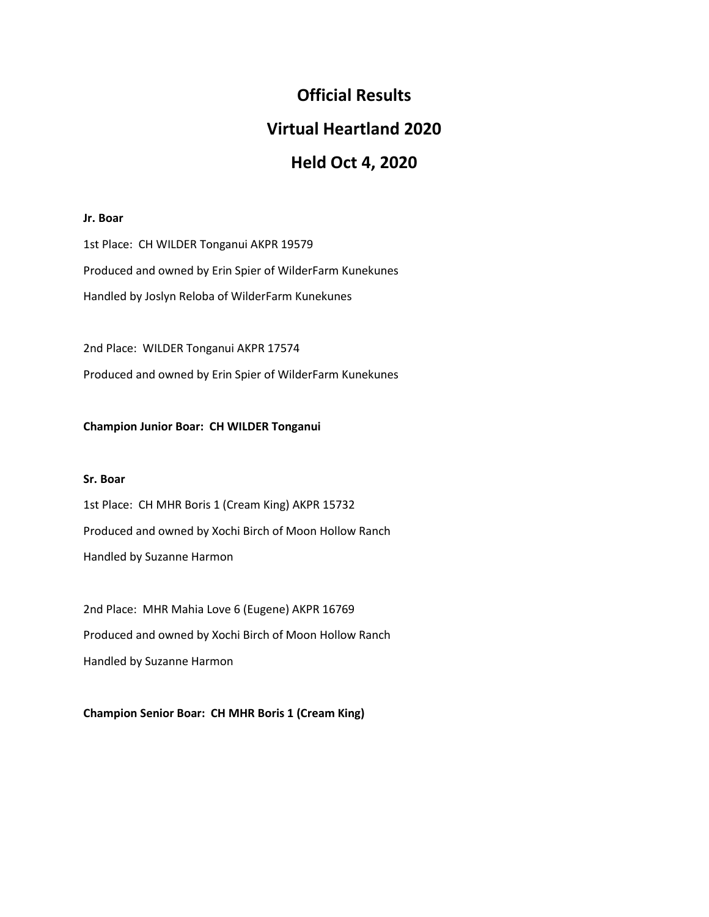# Official Results

# Virtual Heartland 2020

# Held Oct 4, 2020

**Jr. Boar**

1st Place: CH WILDER Tonganui AKPR 19579

Produced and owned by Erin Spier of WilderFarm Kunekunes

Handled by Joslyn Reloba of WilderFarm Kunekunes

2nd Place: WILDER Tonganui AKPR 17574

Produced and owned by Erin Spier of WilderFarm Kunekunes

**Champion Junior Boar: CH WILDER Tonganui**

**Sr. Boar**

1st Place: CH MHR Boris 1 (Cream King) AKPR 15732

Produced and owned by Xochi Birch of Moon Hollow Ranch

Handled by Suzanne Harmon

2nd Place: MHR Mahia Love 6 (Eugene) AKPR 16769

Produced and owned by Xochi Birch of Moon Hollow Ranch

Handled by Suzanne Harmon

**Champion Senior Boar: CH MHR Boris 1 (Cream King)**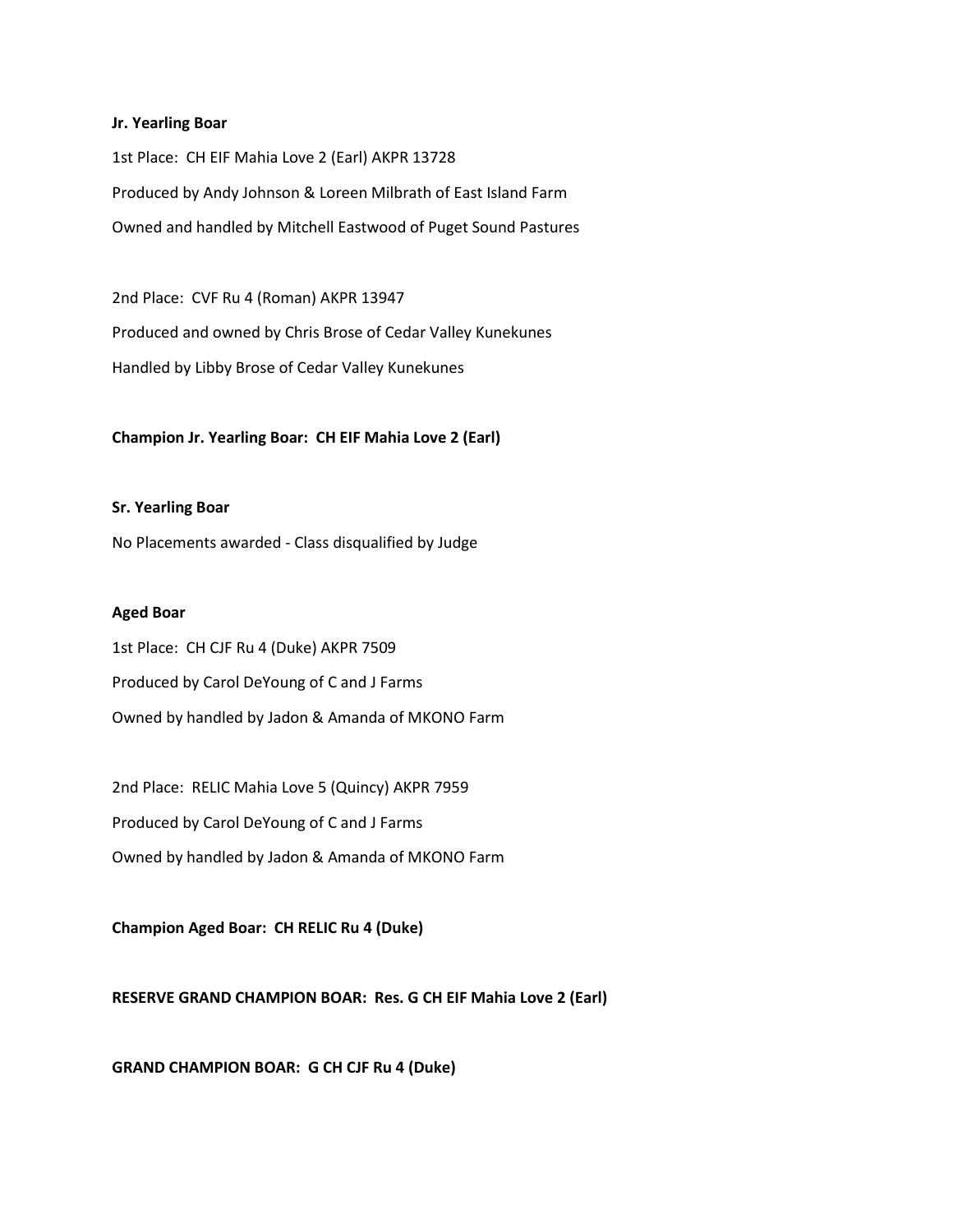**Jr. Yearling Boar**

1st Place: CH EIF Mahia Love 2 (Earl) AKPR 13728

Produced by Andy Johnson & Loreen Milbrath of East Island Farm

Owned and handled by Mitchell Eastwood of Puget Sound Pastures

2nd Place: CVF Ru 4 (Roman) AKPR 13947

Produced and owned by Chris Brose of Cedar Valley Kunekunes

Handled by Libby Brose of Cedar Valley Kunekunes

**Champion Jr. Yearling Boar: CH EIF Mahia Love 2 (Earl)**

**Sr. Yearling Boar**

No Placements awarded - Class disqualified by Judge

**Aged Boar**

1st Place: CH CJF Ru 4 (Duke) AKPR 7509

Produced by Carol DeYoung of C and J Farms

Owned by handled by Jadon & Amanda of MKONO Farm

2nd Place: RELIC Mahia Love 5 (Quincy) AKPR 7959

Produced by Carol DeYoung of C and J Farms

Owned by handled by Jadon & Amanda of MKONO Farm

**Champion Aged Boar: CH RELIC Ru 4 (Duke)**

**RESERVE GRAND CHAMPION BOAR: Res. G CH EIF Mahia Love 2 (Earl)**

**GRAND CHAMPION BOAR: G CH CJF Ru 4 (Duke)**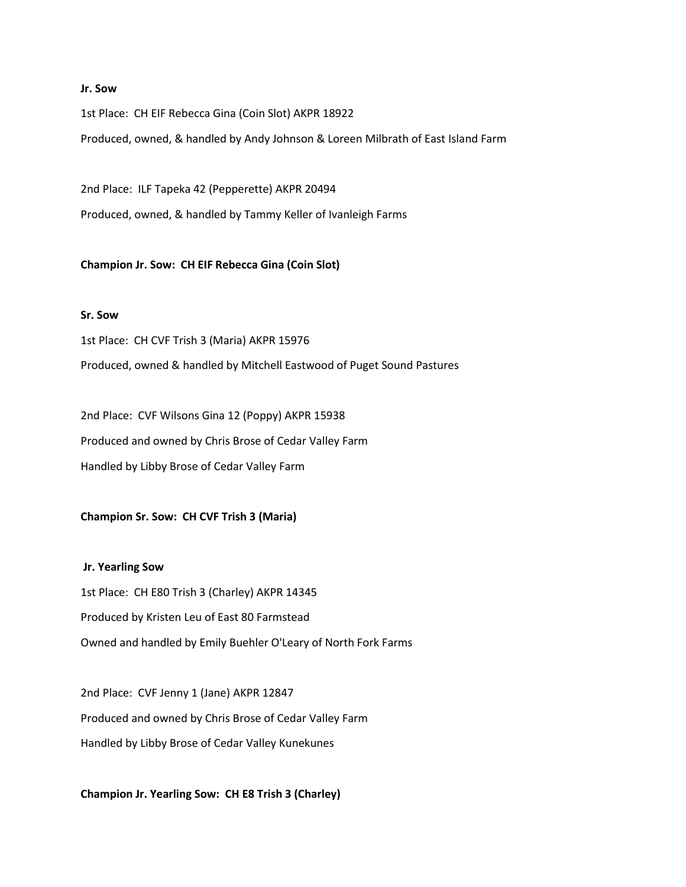**Jr. Sow**

1st Place: CH EIF Rebecca Gina (Coin Slot) AKPR 18922

Produced, owned, & handled by Andy Johnson & Loreen Milbrath of East Island Farm

2nd Place: ILF Tapeka 42 (Pepperette) AKPR 20494

Produced, owned, & handled by Tammy Keller of Ivanleigh Farms

**Champion Jr. Sow: CH EIF Rebecca Gina (Coin Slot)**

**Sr. Sow**

1st Place: CH CVF Trish 3 (Maria) AKPR 15976

Produced, owned & handled by Mitchell Eastwood of Puget Sound Pastures

2nd Place: CVF Wilsons Gina 12 (Poppy) AKPR 15938

Produced and owned by Chris Brose of Cedar Valley Farm

Handled by Libby Brose of Cedar Valley Farm

**Champion Sr. Sow: CH CVF Trish 3 (Maria)**

**Jr. Yearling Sow**

1st Place: CH E80 Trish 3 (Charley) AKPR 14345

Produced by Kristen Leu of East 80 Farmstead

Owned and handled by Emily Buehler O'Leary of North Fork Farms

2nd Place: CVF Jenny 1 (Jane) AKPR 12847

Produced and owned by Chris Brose of Cedar Valley Farm

Handled by Libby Brose of Cedar Valley Kunekunes

**Champion Jr. Yearling Sow: CH E8 Trish 3 (Charley)**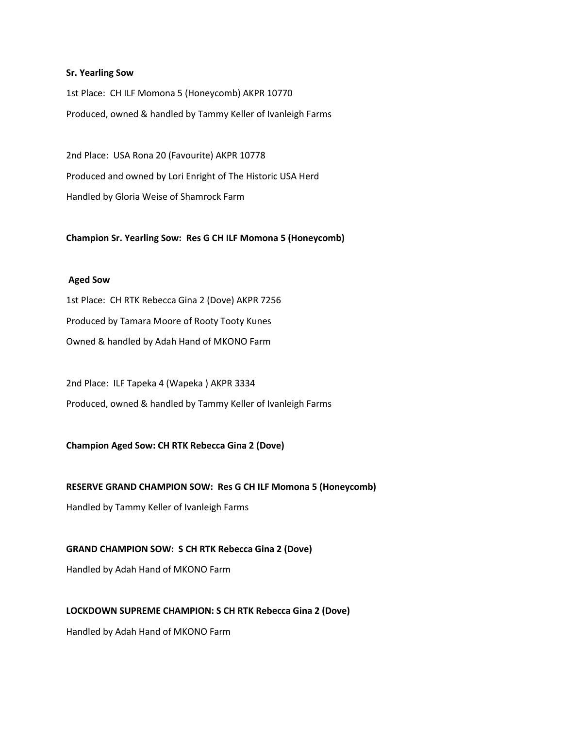**Sr. Yearling Sow**

1st Place: CH ILF Momona 5 (Honeycomb) AKPR 10770

Produced, owned & handled by Tammy Keller of Ivanleigh Farms

2nd Place: USA Rona 20 (Favourite) AKPR 10778

Produced and owned by Lori Enright of The Historic USA Herd

Handled by Gloria Weise of Shamrock Farm

**Champion Sr. Yearling Sow: Res G CH ILF Momona 5 (Honeycomb)**

**Aged Sow**

1st Place: CH RTK Rebecca Gina 2 (Dove) AKPR 7256

Produced by Tamara Moore of Rooty Tooty Kunes

Owned & handled by Adah Hand of MKONO Farm

2nd Place: ILF Tapeka 4 (Wapeka ) AKPR 3334

Produced, owned & handled by Tammy Keller of Ivanleigh Farms

**Champion Aged Sow: CH RTK Rebecca Gina 2 (Dove)**

**RESERVE GRAND CHAMPION SOW: Res G CH ILF Momona 5 (Honeycomb)**

Handled by Tammy Keller of Ivanleigh Farms

**GRAND CHAMPION SOW: S CH RTK Rebecca Gina 2 (Dove)**

Handled by Adah Hand of MKONO Farm

**LOCKDOWN SUPREME CHAMPION: S CH RTK Rebecca Gina 2 (Dove)**

Handled by Adah Hand of MKONO Farm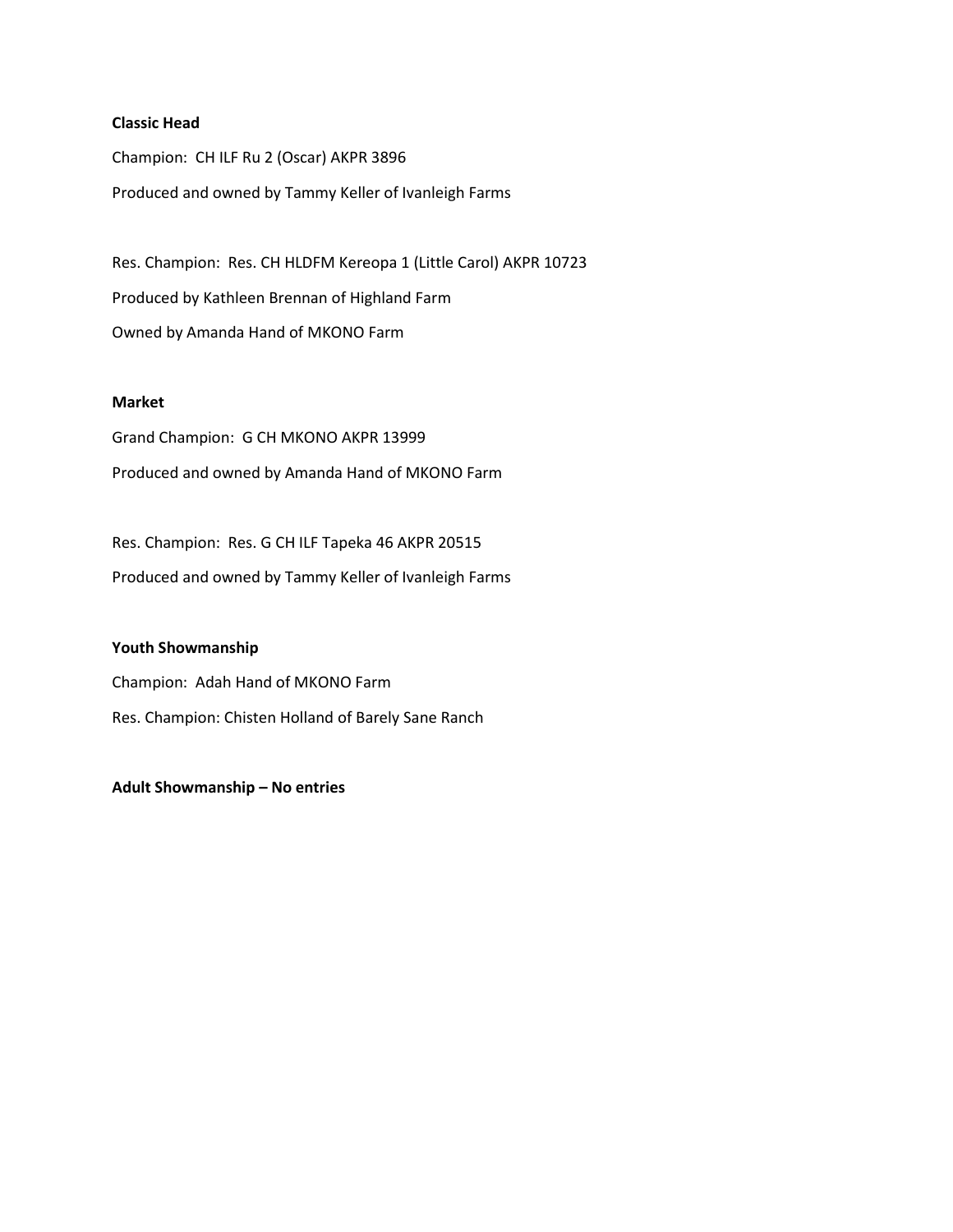**Classic Head**

Champion:  CH ILF Ru 2 (Oscar) AKPR 3896

Produced and owned by Tammy Keller of Ivanleigh Farms

Res. Champion:  Res. CH HLDFM Kereopa 1 (Little Carol) AKPR 10723

Produced by Kathleen Brennan of Highland Farm

Owned by Amanda Hand of MKONO Farm

**Market**

Grand Champion:  G CH MKONO AKPR 13999

Produced and owned by Amanda Hand of MKONO Farm

Res. Champion:  Res. G CH ILF Tapeka 46 AKPR 20515

Produced and owned by Tammy Keller of Ivanleigh Farms

**Youth Showmanship**

Champion:  Adah Hand of MKONO Farm

Res. Champion: Chisten Holland of Barely Sane Ranch

**Adult Showmanship – No entries**